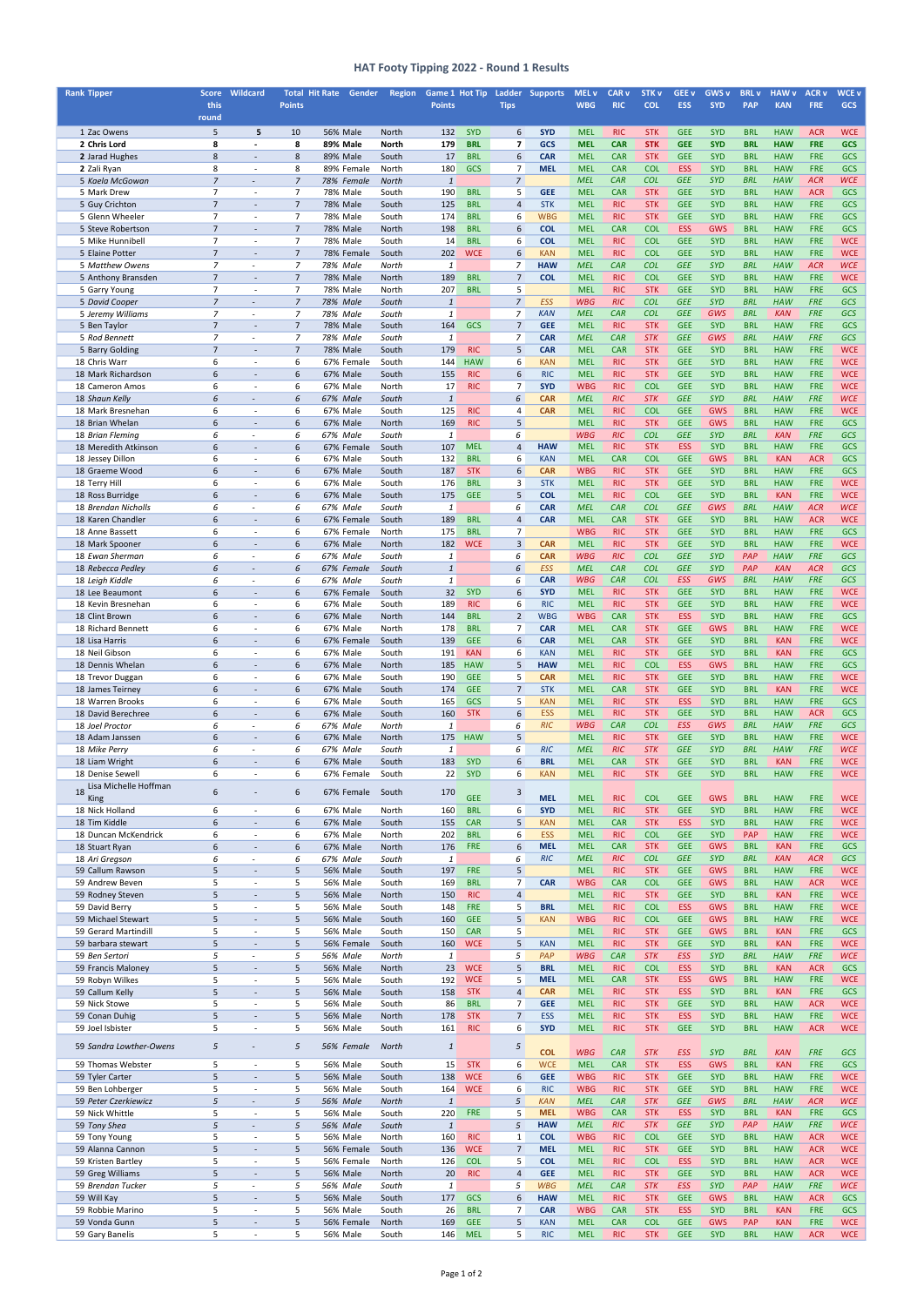# HAT Footy Tipping 2022 - Round 1 Results

| Rank | Tipper | Score this round | Wildcard | Total Points | Hit Rate | Gender | Region | Game 1 Points | Hot Tip | Ladder Tips | Supports | MEL v WBG | CAR v RIC | STK v COL | GEE v ESS | GWS v SYD | BRL v PAP | HAW v KAN | ACR v FRE | WCE v GCS |
|---|---|---|---|---|---|---|---|---|---|---|---|---|---|---|---|---|---|---|---|---|
| 1 | Zac Owens | 5 | 5 | 10 | 56% | Male | North | 132 | SYD | 6 | SYD | MEL | RIC | STK | GEE | SYD | BRL | HAW | ACR | WCE |
| 2 | **Chris Lord** | **8** | **-** | **8** | **89%** | **Male** | **North** | **179** | **BRL** | **7** | **GCS** | **MEL** | **CAR** | **STK** | **GEE** | **SYD** | **BRL** | **HAW** | **FRE** | **GCS** |
| 2 | Jarad Hughes | 8 | - | 8 | 89% | Male | South | 17 | BRL | 6 | CAR | MEL | CAR | STK | GEE | SYD | BRL | HAW | FRE | GCS |
| 2 | Zali Ryan | 8 | - | 8 | 89% | Female | North | 180 | GCS | 7 | MEL | MEL | CAR | COL | ESS | SYD | BRL | HAW | FRE | GCS |
| 5 | *Kaela McGowan* | *7* | *-* | *7* | *78%* | *Female* | *North* | *1* | | *7* | | *MEL* | *CAR* | *COL* | *GEE* | *SYD* | *BRL* | *HAW* | *ACR* | *WCE* |
| 5 | Mark Drew | 7 | - | 7 | 78% | Male | South | 190 | BRL | 5 | GEE | MEL | CAR | STK | GEE | SYD | BRL | HAW | ACR | GCS |
| 5 | Guy Crichton | 7 | - | 7 | 78% | Male | South | 125 | BRL | 4 | STK | MEL | RIC | STK | GEE | SYD | BRL | HAW | FRE | GCS |
| 5 | Glenn Wheeler | 7 | - | 7 | 78% | Male | South | 174 | BRL | 6 | WBG | MEL | RIC | STK | GEE | SYD | BRL | HAW | FRE | GCS |
| 5 | Steve Robertson | 7 | - | 7 | 78% | Male | North | 198 | BRL | 6 | COL | MEL | CAR | COL | ESS | GWS | BRL | HAW | FRE | GCS |
| 5 | Mike Hunnibell | 7 | - | 7 | 78% | Male | South | 14 | BRL | 6 | COL | MEL | RIC | COL | GEE | SYD | BRL | HAW | FRE | WCE |
| 5 | Elaine Potter | 7 | - | 7 | 78% | Female | South | 202 | WCE | 6 | KAN | MEL | RIC | COL | GEE | SYD | BRL | HAW | FRE | WCE |
| 5 | *Matthew Owens* | *7* | *-* | *7* | *78%* | *Male* | *North* | *1* | | *7* | *HAW* | *MEL* | *CAR* | *COL* | *GEE* | *SYD* | *BRL* | *HAW* | *ACR* | *WCE* |
| 5 | Anthony Bransden | 7 | - | 7 | 78% | Male | North | 189 | BRL | 7 | COL | MEL | RIC | COL | GEE | SYD | BRL | HAW | FRE | WCE |
| 5 | Garry Young | 7 | - | 7 | 78% | Male | North | 207 | BRL | 5 | | MEL | RIC | STK | GEE | SYD | BRL | HAW | FRE | GCS |
| 5 | *David Cooper* | *7* | *-* | *7* | *78%* | *Male* | *South* | *1* | | *7* | *ESS* | *WBG* | *RIC* | *COL* | *GEE* | *SYD* | *BRL* | *HAW* | *FRE* | *GCS* |
| 5 | *Jeremy Williams* | *7* | *-* | *7* | *78%* | *Male* | *South* | *1* | | *7* | *KAN* | *MEL* | *CAR* | *COL* | *GEE* | *GWS* | *BRL* | *KAN* | *FRE* | *GCS* |
| 5 | Ben Taylor | 7 | - | 7 | 78% | Male | South | 164 | GCS | 7 | GEE | MEL | RIC | STK | GEE | SYD | BRL | HAW | FRE | GCS |
| 5 | *Rod Bennett* | *7* | *-* | *7* | *78%* | *Male* | *South* | *1* | | *7* | *CAR* | *MEL* | *CAR* | *STK* | *GEE* | *GWS* | *BRL* | *HAW* | *FRE* | *GCS* |
| 5 | Barry Golding | 7 | - | 7 | 78% | Male | South | 179 | RIC | 5 | CAR | MEL | CAR | STK | GEE | SYD | BRL | HAW | FRE | WCE |
| 18 | Chris Warr | 6 | - | 6 | 67% | Female | South | 144 | HAW | 6 | KAN | MEL | RIC | STK | GEE | SYD | BRL | HAW | FRE | WCE |
| 18 | Mark Richardson | 6 | - | 6 | 67% | Male | South | 155 | RIC | 6 | RIC | MEL | RIC | STK | GEE | SYD | BRL | HAW | FRE | WCE |
| 18 | Cameron Amos | 6 | - | 6 | 67% | Male | North | 17 | RIC | 7 | SYD | WBG | RIC | COL | GEE | SYD | BRL | HAW | FRE | WCE |
| 18 | *Shaun Kelly* | *6* | *-* | *6* | *67%* | *Male* | *South* | *1* | | *6* | *CAR* | *MEL* | *RIC* | *STK* | *GEE* | *SYD* | *BRL* | *HAW* | *FRE* | *WCE* |
| 18 | Mark Bresnehan | 6 | - | 6 | 67% | Male | South | 125 | RIC | 4 | CAR | MEL | RIC | COL | GEE | GWS | BRL | HAW | FRE | WCE |
| 18 | Brian Whelan | 6 | - | 6 | 67% | Male | North | 169 | RIC | 5 | | MEL | RIC | STK | GEE | GWS | BRL | HAW | FRE | GCS |
| 18 | *Brian Fleming* | *6* | *-* | *6* | *67%* | *Male* | *South* | *1* | | *6* | | *WBG* | *RIC* | *COL* | *GEE* | *SYD* | *BRL* | *KAN* | *FRE* | *GCS* |
| 18 | Meredith Atkinson | 6 | - | 6 | 67% | Female | South | 107 | MEL | 4 | HAW | MEL | RIC | STK | ESS | SYD | BRL | HAW | FRE | GCS |
| 18 | Jessey Dillon | 6 | - | 6 | 67% | Male | South | 132 | BRL | 6 | KAN | MEL | CAR | COL | GEE | GWS | BRL | KAN | ACR | GCS |
| 18 | Graeme Wood | 6 | - | 6 | 67% | Male | South | 187 | STK | 6 | CAR | WBG | RIC | STK | GEE | SYD | BRL | HAW | FRE | GCS |
| 18 | Terry Hill | 6 | - | 6 | 67% | Male | South | 176 | BRL | 3 | STK | MEL | RIC | STK | GEE | SYD | BRL | HAW | FRE | WCE |
| 18 | Ross Burridge | 6 | - | 6 | 67% | Male | South | 175 | GEE | 5 | COL | MEL | RIC | COL | GEE | SYD | BRL | KAN | FRE | WCE |
| 18 | *Brendan Nicholls* | *6* | *-* | *6* | *67%* | *Male* | *South* | *1* | | *6* | *CAR* | *MEL* | *CAR* | *COL* | *GEE* | *GWS* | *BRL* | *HAW* | *ACR* | *WCE* |
| 18 | Karen Chandler | 6 | - | 6 | 67% | Female | South | 189 | BRL | 4 | CAR | MEL | CAR | STK | GEE | SYD | BRL | HAW | ACR | WCE |
| 18 | Anne Bassett | 6 | - | 6 | 67% | Female | North | 175 | BRL | 7 | | WBG | RIC | STK | GEE | SYD | BRL | HAW | FRE | GCS |
| 18 | Mark Spooner | 6 | - | 6 | 67% | Male | North | 182 | WCE | 3 | CAR | MEL | RIC | STK | GEE | SYD | BRL | HAW | FRE | WCE |
| 18 | *Ewan Sherman* | *6* | *-* | *6* | *67%* | *Male* | *South* | *1* | | *6* | *CAR* | *WBG* | *RIC* | *COL* | *GEE* | *SYD* | *PAP* | *HAW* | *FRE* | *GCS* |
| 18 | *Rebecca Pedley* | *6* | *-* | *6* | *67%* | *Female* | *South* | *1* | | *6* | *ESS* | *MEL* | *CAR* | *COL* | *GEE* | *SYD* | *PAP* | *KAN* | *ACR* | *GCS* |
| 18 | *Leigh Kiddle* | *6* | *-* | *6* | *67%* | *Male* | *South* | *1* | | *6* | *CAR* | *WBG* | *CAR* | *COL* | *ESS* | *GWS* | *BRL* | *HAW* | *FRE* | *GCS* |
| 18 | Lee Beaumont | 6 | - | 6 | 67% | Female | South | 32 | SYD | 6 | SYD | MEL | RIC | STK | GEE | SYD | BRL | HAW | FRE | WCE |
| 18 | Kevin Bresnehan | 6 | - | 6 | 67% | Male | South | 189 | RIC | 6 | RIC | MEL | RIC | STK | GEE | SYD | BRL | HAW | FRE | WCE |
| 18 | Clint Brown | 6 | - | 6 | 67% | Male | North | 144 | BRL | 2 | WBG | WBG | CAR | STK | ESS | SYD | BRL | HAW | FRE | GCS |
| 18 | Richard Bennett | 6 | - | 6 | 67% | Male | North | 178 | BRL | 7 | CAR | MEL | CAR | STK | GEE | GWS | BRL | HAW | FRE | WCE |
| 18 | Lisa Harris | 6 | - | 6 | 67% | Female | South | 139 | GEE | 6 | CAR | MEL | CAR | STK | GEE | SYD | BRL | KAN | FRE | WCE |
| 18 | Neil Gibson | 6 | - | 6 | 67% | Male | South | 191 | KAN | 6 | KAN | MEL | RIC | STK | GEE | SYD | BRL | KAN | FRE | GCS |
| 18 | Dennis Whelan | 6 | - | 6 | 67% | Male | North | 185 | HAW | 5 | HAW | MEL | RIC | COL | ESS | GWS | BRL | HAW | FRE | GCS |
| 18 | Trevor Duggan | 6 | - | 6 | 67% | Male | South | 190 | GEE | 5 | CAR | MEL | RIC | STK | GEE | SYD | BRL | HAW | FRE | WCE |
| 18 | James Teirney | 6 | - | 6 | 67% | Male | South | 174 | GEE | 7 | STK | MEL | CAR | STK | GEE | SYD | BRL | KAN | FRE | WCE |
| 18 | Warren Brooks | 6 | - | 6 | 67% | Male | South | 165 | GCS | 5 | KAN | MEL | RIC | STK | ESS | SYD | BRL | HAW | FRE | GCS |
| 18 | David Berechree | 6 | - | 6 | 67% | Male | South | 160 | STK | 6 | ESS | MEL | RIC | STK | GEE | SYD | BRL | HAW | ACR | GCS |
| 18 | *Joel Proctor* | *6* | *-* | *6* | *67%* | *Male* | *North* | *1* | | *6* | *RIC* | *WBG* | *CAR* | *COL* | *ESS* | *GWS* | *BRL* | *HAW* | *FRE* | *GCS* |
| 18 | Adam Janssen | 6 | - | 6 | 67% | Male | North | 175 | HAW | 5 | | MEL | RIC | STK | GEE | SYD | BRL | HAW | FRE | WCE |
| 18 | *Mike Perry* | *6* | *-* | *6* | *67%* | *Male* | *South* | *1* | | *6* | *RIC* | *MEL* | *RIC* | *STK* | *GEE* | *SYD* | *BRL* | *HAW* | *FRE* | *WCE* |
| 18 | Liam Wright | 6 | - | 6 | 67% | Male | South | 183 | SYD | 6 | BRL | MEL | CAR | STK | GEE | SYD | BRL | KAN | FRE | WCE |
| 18 | Denise Sewell | 6 | - | 6 | 67% | Female | South | 22 | SYD | 6 | KAN | MEL | RIC | STK | GEE | SYD | BRL | HAW | FRE | WCE |
| 18 | Lisa Michelle Hoffman King | 6 | - | 6 | 67% | Female | South | 170 | GEE | 3 | MEL | MEL | RIC | COL | GEE | GWS | BRL | HAW | FRE | WCE |
| 18 | Nick Holland | 6 | - | 6 | 67% | Male | North | 160 | BRL | 6 | SYD | MEL | RIC | STK | GEE | SYD | BRL | HAW | FRE | WCE |
| 18 | Tim Kiddle | 6 | - | 6 | 67% | Male | South | 155 | CAR | 5 | KAN | MEL | CAR | STK | ESS | SYD | BRL | HAW | FRE | WCE |
| 18 | Duncan McKendrick | 6 | - | 6 | 67% | Male | South | 202 | BRL | 6 | ESS | MEL | RIC | COL | GEE | SYD | PAP | HAW | FRE | WCE |
| 18 | Stuart Ryan | 6 | - | 6 | 67% | Male | North | 176 | FRE | 6 | MEL | MEL | CAR | STK | GEE | GWS | BRL | KAN | FRE | GCS |
| 18 | *Ari Gregson* | *6* | *-* | *6* | *67%* | *Male* | *South* | *1* | | *6* | *RIC* | *MEL* | *RIC* | *COL* | *GEE* | *SYD* | *BRL* | *KAN* | *ACR* | *GCS* |
| 59 | Callum Rawson | 5 | - | 5 | 56% | Male | South | 197 | FRE | 5 | | MEL | RIC | STK | GEE | GWS | BRL | HAW | FRE | WCE |
| 59 | Andrew Beven | 5 | - | 5 | 56% | Male | South | 169 | BRL | 7 | CAR | WBG | CAR | COL | GEE | GWS | BRL | HAW | ACR | WCE |
| 59 | Rodney Steven | 5 | - | 5 | 56% | Male | North | 150 | RIC | 4 | | MEL | RIC | STK | GEE | SYD | BRL | KAN | FRE | WCE |
| 59 | David Berry | 5 | - | 5 | 56% | Male | South | 148 | FRE | 5 | BRL | MEL | RIC | COL | ESS | GWS | BRL | HAW | FRE | WCE |
| 59 | Michael Stewart | 5 | - | 5 | 56% | Male | South | 160 | GEE | 5 | KAN | WBG | RIC | COL | GEE | GWS | BRL | HAW | FRE | WCE |
| 59 | Gerard Martindill | 5 | - | 5 | 56% | Male | South | 150 | CAR | 5 | | MEL | CAR | STK | GEE | GWS | BRL | KAN | FRE | GCS |
| 59 | barbara stewart | 5 | - | 5 | 56% | Female | South | 160 | WCE | 5 | KAN | MEL | RIC | STK | GEE | SYD | BRL | KAN | FRE | WCE |
| 59 | *Ben Sertori* | *5* | *-* | *5* | *56%* | *Male* | *North* | *1* | | *5* | *PAP* | *WBG* | *CAR* | *STK* | *ESS* | *SYD* | *BRL* | *HAW* | *FRE* | *WCE* |
| 59 | Francis Maloney | 5 | - | 5 | 56% | Male | North | 23 | WCE | 5 | BRL | MEL | RIC | COL | ESS | SYD | BRL | KAN | ACR | GCS |
| 59 | Robyn Wilkes | 5 | - | 5 | 56% | Male | South | 192 | WCE | 5 | MEL | MEL | CAR | STK | ESS | GWS | BRL | HAW | FRE | WCE |
| 59 | Callum Kelly | 5 | - | 5 | 56% | Male | South | 158 | STK | 4 | CAR | MEL | RIC | STK | ESS | SYD | BRL | KAN | FRE | GCS |
| 59 | Nick Stowe | 5 | - | 5 | 56% | Male | South | 86 | BRL | 7 | GEE | MEL | RIC | STK | GEE | SYD | BRL | HAW | ACR | WCE |
| 59 | Conan Duhig | 5 | - | 5 | 56% | Male | North | 178 | STK | 7 | ESS | MEL | RIC | STK | ESS | SYD | BRL | HAW | FRE | WCE |
| 59 | Joel Isbister | 5 | - | 5 | 56% | Male | South | 161 | RIC | 6 | SYD | MEL | RIC | STK | GEE | SYD | BRL | HAW | ACR | WCE |
| 59 | *Sandra Lowther-Owens* | *5* | *-* | *5* | *56%* | *Female* | *North* | *1* | | *5* | *COL* | *WBG* | *CAR* | *STK* | *ESS* | *SYD* | *BRL* | *KAN* | *FRE* | *GCS* |
| 59 | Thomas Webster | 5 | - | 5 | 56% | Male | South | 15 | STK | 6 | WCE | MEL | CAR | STK | ESS | GWS | BRL | KAN | FRE | GCS |
| 59 | Tyler Carter | 5 | - | 5 | 56% | Male | South | 138 | WCE | 6 | GEE | WBG | RIC | STK | GEE | SYD | BRL | HAW | FRE | WCE |
| 59 | Ben Lohberger | 5 | - | 5 | 56% | Male | South | 164 | WCE | 6 | RIC | WBG | RIC | STK | GEE | SYD | BRL | HAW | FRE | WCE |
| 59 | *Peter Czerkiewicz* | *5* | *-* | *5* | *56%* | *Male* | *North* | *1* | | *5* | *KAN* | *MEL* | *CAR* | *STK* | *GEE* | *GWS* | *BRL* | *HAW* | *ACR* | *WCE* |
| 59 | Nick Whittle | 5 | - | 5 | 56% | Male | South | 220 | FRE | 5 | MEL | WBG | CAR | STK | ESS | SYD | BRL | KAN | FRE | GCS |
| 59 | *Tony Shea* | *5* | *-* | *5* | *56%* | *Male* | *South* | *1* | | *5* | *HAW* | *MEL* | *RIC* | *STK* | *GEE* | *SYD* | *PAP* | *HAW* | *FRE* | *WCE* |
| 59 | Tony Young | 5 | - | 5 | 56% | Male | North | 160 | RIC | 1 | COL | WBG | RIC | COL | GEE | SYD | BRL | HAW | ACR | WCE |
| 59 | Alanna Cannon | 5 | - | 5 | 56% | Female | South | 136 | WCE | 7 | MEL | MEL | RIC | STK | GEE | SYD | BRL | HAW | ACR | WCE |
| 59 | Kristen Bartley | 5 | - | 5 | 56% | Female | North | 126 | COL | 5 | COL | MEL | RIC | COL | ESS | SYD | BRL | HAW | ACR | WCE |
| 59 | Greg Williams | 5 | - | 5 | 56% | Male | South | 20 | RIC | 4 | GEE | MEL | RIC | STK | GEE | SYD | BRL | HAW | ACR | WCE |
| 59 | *Brendan Tucker* | *5* | *-* | *5* | *56%* | *Male* | *South* | *1* | | *5* | *WBG* | *MEL* | *CAR* | *STK* | *ESS* | *SYD* | *PAP* | *HAW* | *FRE* | *WCE* |
| 59 | Will Kay | 5 | - | 5 | 56% | Male | South | 177 | GCS | 6 | HAW | MEL | RIC | STK | GEE | GWS | BRL | HAW | ACR | GCS |
| 59 | Robbie Marino | 5 | - | 5 | 56% | Male | South | 26 | BRL | 7 | CAR | WBG | CAR | STK | ESS | SYD | BRL | KAN | FRE | GCS |
| 59 | Vonda Gunn | 5 | - | 5 | 56% | Female | North | 169 | GEE | 5 | KAN | MEL | CAR | COL | GEE | GWS | PAP | KAN | FRE | WCE |
| 59 | Gary Banelis | 5 | - | 5 | 56% | Male | South | 146 | MEL | 5 | RIC | MEL | RIC | STK | GEE | SYD | BRL | HAW | ACR | WCE |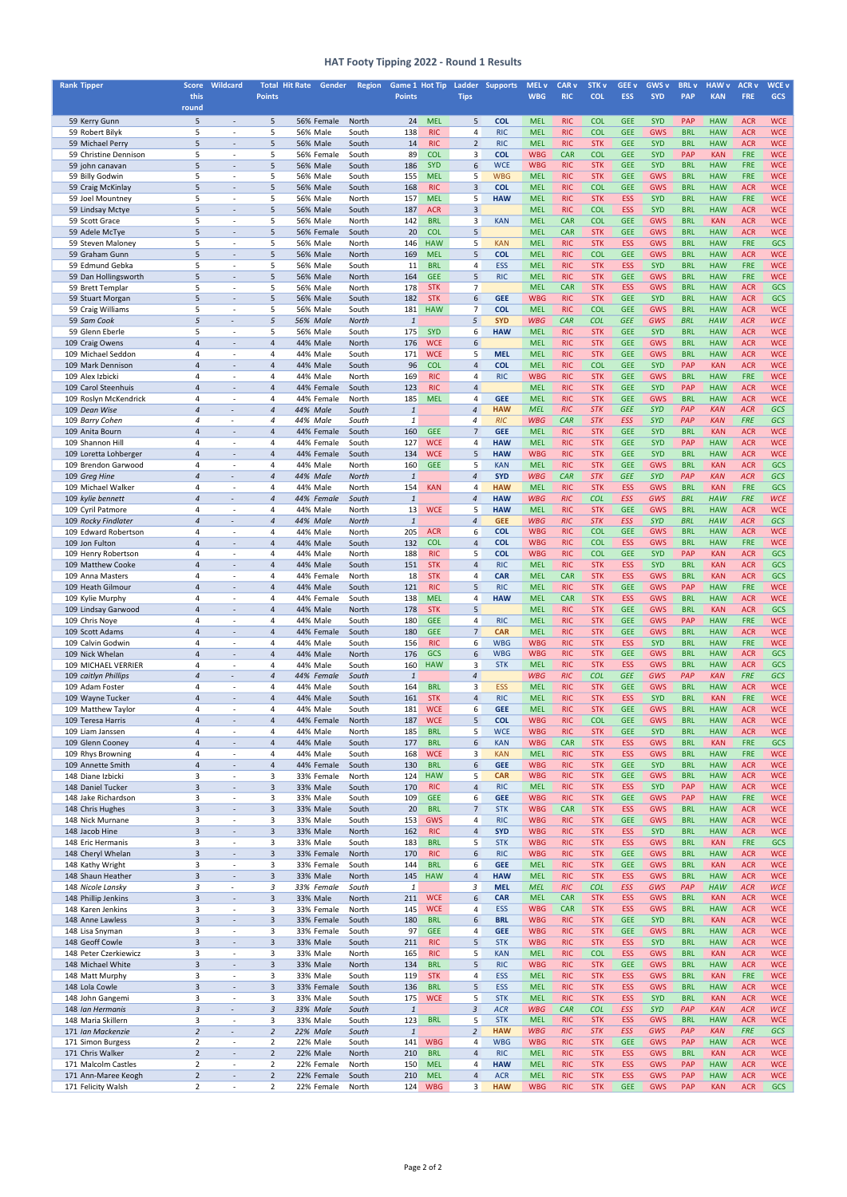# HAT Footy Tipping 2022 - Round 1 Results

| Rank | Tipper | Score this round | Wildcard | Total Points | Hit Rate | Gender | Region | Game 1 Points | Hot Tip | Ladder Tips | Supports | MEL v WBG | CAR v RIC | STK v COL | GEE v ESS | GWS v SYD | BRL v PAP | HAW v KAN | ACR v FRE | WCE v GCS |
|---|---|---|---|---|---|---|---|---|---|---|---|---|---|---|---|---|---|---|---|---|
| 59 | Kerry Gunn | 5 | - | 5 | 56% | Female | North | 24 | MEL | 5 | COL | MEL | RIC | COL | GEE | SYD | PAP | HAW | ACR | WCE |
| 59 | Robert Bilyk | 5 | - | 5 | 56% | Male | South | 138 | RIC | 4 | RIC | MEL | RIC | COL | GEE | GWS | BRL | HAW | ACR | WCE |
| 59 | Michael Perry | 5 | - | 5 | 56% | Male | South | 14 | RIC | 2 | RIC | MEL | RIC | STK | GEE | SYD | BRL | HAW | ACR | WCE |
| 59 | Christine Dennison | 5 | - | 5 | 56% | Female | South | 89 | COL | 3 | COL | WBG | CAR | COL | GEE | SYD | PAP | KAN | FRE | WCE |
| 59 | john canavan | 5 | - | 5 | 56% | Male | South | 186 | SYD | 6 | WCE | WBG | RIC | STK | GEE | SYD | BRL | HAW | ACR | WCE |
| 59 | Billy Godwin | 5 | - | 5 | 56% | Male | South | 155 | MEL | 5 | WBG | MEL | RIC | STK | GEE | GWS | BRL | HAW | FRE | WCE |
| 59 | Craig McKinlay | 5 | - | 5 | 56% | Male | South | 168 | RIC | 3 | COL | MEL | RIC | COL | GEE | GWS | BRL | HAW | ACR | WCE |
| 59 | Joel Mountney | 5 | - | 5 | 56% | Male | North | 157 | MEL | 5 | HAW | MEL | RIC | STK | ESS | SYD | BRL | HAW | FRE | WCE |
| 59 | Lindsay Mctye | 5 | - | 5 | 56% | Male | South | 187 | ACR | 3 | | MEL | RIC | COL | ESS | SYD | BRL | HAW | ACR | WCE |
| 59 | Scott Grace | 5 | - | 5 | 56% | Male | North | 142 | BRL | 3 | KAN | MEL | CAR | COL | GEE | GWS | BRL | KAN | ACR | WCE |
| 59 | Adele McTye | 5 | - | 5 | 56% | Female | South | 20 | COL | 5 | | MEL | CAR | STK | GEE | GWS | BRL | HAW | ACR | WCE |
| 59 | Steven Maloney | 5 | - | 5 | 56% | Male | North | 146 | HAW | 5 | KAN | MEL | RIC | STK | ESS | GWS | BRL | HAW | FRE | GCS |
| 59 | Graham Gunn | 5 | - | 5 | 56% | Male | North | 169 | MEL | 5 | COL | MEL | RIC | COL | GEE | GWS | BRL | HAW | ACR | WCE |
| 59 | Edmund Gebka | 5 | - | 5 | 56% | Male | South | 11 | BRL | 4 | ESS | MEL | RIC | STK | ESS | SYD | BRL | HAW | FRE | WCE |
| 59 | Dan Hollingsworth | 5 | - | 5 | 56% | Male | North | 164 | GEE | 5 | RIC | MEL | RIC | STK | GEE | GWS | BRL | HAW | FRE | WCE |
| 59 | Brett Templar | 5 | - | 5 | 56% | Male | North | 178 | STK | 7 | | MEL | CAR | STK | ESS | GWS | BRL | HAW | ACR | GCS |
| 59 | Stuart Morgan | 5 | - | 5 | 56% | Male | South | 182 | STK | 6 | GEE | WBG | RIC | STK | GEE | SYD | BRL | HAW | ACR | GCS |
| 59 | Craig Williams | 5 | - | 5 | 56% | Male | South | 181 | HAW | 7 | COL | MEL | RIC | COL | GEE | GWS | BRL | HAW | ACR | WCE |
| 59 | *Sam Cook* | *5* | - | *5* | *56%* | *Male* | *North* | *1* | | *5* | *SYD* | *WBG* | *CAR* | *COL* | *GEE* | *GWS* | *BRL* | *HAW* | *ACR* | *WCE* |
| 59 | Glenn Eberle | 5 | - | 5 | 56% | Male | South | 175 | SYD | 6 | HAW | MEL | RIC | STK | GEE | SYD | BRL | HAW | ACR | WCE |
| 109 | Craig Owens | 4 | - | 4 | 44% | Male | North | 176 | WCE | 6 | | MEL | RIC | STK | GEE | GWS | BRL | HAW | ACR | WCE |
| 109 | Michael Seddon | 4 | - | 4 | 44% | Male | South | 171 | WCE | 5 | MEL | MEL | RIC | STK | GEE | GWS | BRL | HAW | ACR | WCE |
| 109 | Mark Dennison | 4 | - | 4 | 44% | Male | South | 96 | COL | 4 | COL | MEL | RIC | COL | GEE | SYD | PAP | KAN | ACR | WCE |
| 109 | Alex Izbicki | 4 | - | 4 | 44% | Male | North | 169 | RIC | 4 | RIC | WBG | RIC | STK | GEE | GWS | BRL | HAW | FRE | WCE |
| 109 | Carol Steenhuis | 4 | - | 4 | 44% | Female | South | 123 | RIC | 4 | | MEL | RIC | STK | GEE | SYD | PAP | HAW | ACR | WCE |
| 109 | Roslyn McKendrick | 4 | - | 4 | 44% | Female | North | 185 | MEL | 4 | GEE | MEL | RIC | STK | GEE | GWS | BRL | HAW | ACR | WCE |
| 109 | *Dean Wise* | *4* | - | *4* | *44%* | *Male* | *South* | *1* | | *4* | *HAW* | *MEL* | *RIC* | *STK* | *GEE* | *SYD* | *PAP* | *KAN* | *ACR* | *GCS* |
| 109 | *Barry Cohen* | *4* | - | *4* | *44%* | *Male* | *South* | *1* | | *4* | *RIC* | *WBG* | *CAR* | *STK* | *ESS* | *SYD* | *PAP* | *KAN* | *FRE* | *GCS* |
| 109 | Anita Bourn | 4 | - | 4 | 44% | Female | South | 160 | GEE | 7 | GEE | MEL | RIC | STK | GEE | SYD | BRL | KAN | ACR | WCE |
| 109 | Shannon Hill | 4 | - | 4 | 44% | Female | South | 127 | WCE | 4 | HAW | MEL | RIC | STK | GEE | SYD | PAP | HAW | ACR | WCE |
| 109 | Loretta Lohberger | 4 | - | 4 | 44% | Female | South | 134 | WCE | 5 | HAW | WBG | RIC | STK | GEE | SYD | BRL | HAW | ACR | WCE |
| 109 | Brendon Garwood | 4 | - | 4 | 44% | Male | North | 160 | GEE | 5 | KAN | MEL | RIC | STK | GEE | GWS | BRL | KAN | ACR | GCS |
| 109 | *Greg Hine* | *4* | - | *4* | *44%* | *Male* | *North* | *1* | | *4* | *SYD* | *WBG* | *CAR* | *STK* | *GEE* | *SYD* | *PAP* | *KAN* | *ACR* | *GCS* |
| 109 | Michael Walker | 4 | - | 4 | 44% | Male | North | 154 | KAN | 4 | HAW | MEL | RIC | STK | ESS | GWS | BRL | KAN | FRE | GCS |
| 109 | *kylie bennett* | *4* | - | *4* | *44%* | *Female* | *South* | *1* | | *4* | *HAW* | *WBG* | *RIC* | *COL* | *ESS* | *GWS* | *BRL* | *HAW* | *FRE* | *WCE* |
| 109 | Cyril Patmore | 4 | - | 4 | 44% | Male | North | 13 | WCE | 5 | HAW | MEL | RIC | STK | GEE | GWS | BRL | HAW | ACR | WCE |
| 109 | *Rocky Findlater* | *4* | - | *4* | *44%* | *Male* | *North* | *1* | | *4* | *GEE* | *WBG* | *RIC* | *STK* | *ESS* | *SYD* | *BRL* | *HAW* | *ACR* | *GCS* |
| 109 | Edward Robertson | 4 | - | 4 | 44% | Male | North | 205 | ACR | 6 | COL | WBG | RIC | COL | GEE | GWS | BRL | HAW | ACR | WCE |
| 109 | Jon Fulton | 4 | - | 4 | 44% | Male | South | 132 | COL | 4 | COL | WBG | RIC | COL | ESS | GWS | BRL | HAW | FRE | WCE |
| 109 | Henry Robertson | 4 | - | 4 | 44% | Male | North | 188 | RIC | 5 | COL | WBG | RIC | COL | GEE | SYD | PAP | KAN | ACR | GCS |
| 109 | Matthew Cooke | 4 | - | 4 | 44% | Male | South | 151 | STK | 4 | RIC | MEL | RIC | STK | ESS | SYD | BRL | KAN | ACR | GCS |
| 109 | Anna Masters | 4 | - | 4 | 44% | Female | North | 18 | STK | 4 | CAR | MEL | CAR | STK | ESS | GWS | BRL | KAN | ACR | GCS |
| 109 | Heath Gilmour | 4 | - | 4 | 44% | Male | South | 121 | RIC | 5 | RIC | MEL | RIC | STK | GEE | GWS | PAP | HAW | FRE | WCE |
| 109 | Kylie Murphy | 4 | - | 4 | 44% | Female | South | 138 | MEL | 4 | HAW | MEL | CAR | STK | ESS | GWS | BRL | HAW | ACR | WCE |
| 109 | Lindsay Garwood | 4 | - | 4 | 44% | Male | South | 178 | STK | 5 | | MEL | RIC | STK | GEE | GWS | BRL | KAN | ACR | GCS |
| 109 | Chris Noye | 4 | - | 4 | 44% | Male | South | 180 | GEE | 4 | RIC | MEL | RIC | STK | GEE | GWS | PAP | HAW | FRE | WCE |
| 109 | Scott Adams | 4 | - | 4 | 44% | Female | South | 180 | GEE | 7 | CAR | MEL | RIC | STK | GEE | GWS | BRL | HAW | ACR | WCE |
| 109 | Calvin Godwin | 4 | - | 4 | 44% | Male | South | 156 | RIC | 6 | WBG | WBG | RIC | STK | ESS | SYD | BRL | HAW | FRE | WCE |
| 109 | Nick Whelan | 4 | - | 4 | 44% | Male | North | 176 | GCS | 6 | WBG | WBG | RIC | STK | GEE | GWS | BRL | HAW | ACR | GCS |
| 109 | MICHAEL VERRIER | 4 | - | 4 | 44% | Male | South | 160 | HAW | 3 | STK | MEL | RIC | STK | ESS | GWS | BRL | HAW | ACR | GCS |
| 109 | *caitlyn Phillips* | *4* | - | *4* | *44%* | *Female* | *South* | *1* | | *4* | | *WBG* | *RIC* | *COL* | *GEE* | *GWS* | *PAP* | *KAN* | *FRE* | *GCS* |
| 109 | Adam Foster | 4 | - | 4 | 44% | Male | South | 164 | BRL | 3 | ESS | MEL | RIC | STK | GEE | GWS | BRL | HAW | ACR | WCE |
| 109 | Wayne Tucker | 4 | - | 4 | 44% | Male | South | 161 | STK | 4 | RIC | MEL | RIC | STK | ESS | SYD | BRL | KAN | FRE | WCE |
| 109 | Matthew Taylor | 4 | - | 4 | 44% | Male | South | 181 | WCE | 6 | GEE | MEL | RIC | STK | GEE | GWS | BRL | HAW | ACR | WCE |
| 109 | Teresa Harris | 4 | - | 4 | 44% | Female | North | 187 | WCE | 5 | COL | WBG | RIC | COL | GEE | GWS | BRL | HAW | ACR | WCE |
| 109 | Liam Janssen | 4 | - | 4 | 44% | Male | North | 185 | BRL | 5 | WCE | WBG | RIC | STK | GEE | SYD | BRL | HAW | ACR | WCE |
| 109 | Glenn Cooney | 4 | - | 4 | 44% | Male | South | 177 | BRL | 6 | KAN | WBG | CAR | STK | ESS | GWS | BRL | KAN | FRE | GCS |
| 109 | Rhys Browning | 4 | - | 4 | 44% | Male | South | 168 | WCE | 3 | KAN | MEL | RIC | STK | ESS | GWS | BRL | HAW | FRE | WCE |
| 109 | Annette Smith | 4 | - | 4 | 44% | Female | South | 130 | BRL | 6 | GEE | WBG | RIC | STK | GEE | SYD | BRL | HAW | ACR | WCE |
| 148 | Diane Izbicki | 3 | - | 3 | 33% | Female | North | 124 | HAW | 5 | CAR | WBG | RIC | STK | GEE | GWS | BRL | HAW | ACR | WCE |
| 148 | Daniel Tucker | 3 | - | 3 | 33% | Male | South | 170 | RIC | 4 | RIC | MEL | RIC | STK | ESS | SYD | PAP | HAW | ACR | WCE |
| 148 | Jake Richardson | 3 | - | 3 | 33% | Male | South | 109 | GEE | 6 | GEE | WBG | RIC | STK | GEE | GWS | PAP | HAW | FRE | WCE |
| 148 | Chris Hughes | 3 | - | 3 | 33% | Male | South | 20 | BRL | 7 | STK | WBG | CAR | STK | ESS | GWS | BRL | HAW | ACR | WCE |
| 148 | Nick Murnane | 3 | - | 3 | 33% | Male | South | 153 | GWS | 4 | RIC | WBG | RIC | STK | GEE | GWS | BRL | HAW | ACR | WCE |
| 148 | Jacob Hine | 3 | - | 3 | 33% | Male | North | 162 | RIC | 4 | SYD | WBG | RIC | STK | ESS | SYD | BRL | HAW | ACR | WCE |
| 148 | Eric Hermanis | 3 | - | 3 | 33% | Male | South | 183 | BRL | 5 | STK | WBG | RIC | STK | ESS | GWS | BRL | KAN | FRE | GCS |
| 148 | Cheryl Whelan | 3 | - | 3 | 33% | Female | North | 170 | RIC | 6 | RIC | WBG | RIC | STK | GEE | GWS | BRL | HAW | ACR | WCE |
| 148 | Kathy Wright | 3 | - | 3 | 33% | Female | South | 144 | BRL | 6 | GEE | MEL | RIC | STK | GEE | GWS | BRL | KAN | ACR | WCE |
| 148 | Shaun Heather | 3 | - | 3 | 33% | Male | North | 145 | HAW | 4 | HAW | MEL | RIC | STK | ESS | GWS | BRL | HAW | ACR | WCE |
| 148 | *Nicole Lansky* | *3* | - | *3* | *33%* | *Female* | *South* | *1* | | *3* | *MEL* | *MEL* | *RIC* | *COL* | *ESS* | *GWS* | *PAP* | *HAW* | *ACR* | *WCE* |
| 148 | Phillip Jenkins | 3 | - | 3 | 33% | Male | North | 211 | WCE | 6 | CAR | MEL | CAR | STK | ESS | GWS | BRL | KAN | ACR | WCE |
| 148 | Karen Jenkins | 3 | - | 3 | 33% | Female | North | 145 | WCE | 4 | ESS | WBG | CAR | STK | ESS | GWS | BRL | HAW | ACR | WCE |
| 148 | Anne Lawless | 3 | - | 3 | 33% | Female | South | 180 | BRL | 6 | BRL | WBG | RIC | STK | GEE | SYD | BRL | KAN | ACR | WCE |
| 148 | Lisa Snyman | 3 | - | 3 | 33% | Female | South | 97 | GEE | 4 | GEE | WBG | RIC | STK | GEE | GWS | BRL | HAW | ACR | WCE |
| 148 | Geoff Cowle | 3 | - | 3 | 33% | Male | South | 211 | RIC | 5 | STK | WBG | RIC | STK | ESS | SYD | BRL | HAW | ACR | WCE |
| 148 | Peter Czerkiewicz | 3 | - | 3 | 33% | Male | North | 165 | RIC | 5 | KAN | MEL | RIC | COL | ESS | GWS | BRL | KAN | ACR | WCE |
| 148 | Michael White | 3 | - | 3 | 33% | Male | South | 134 | BRL | 5 | RIC | WBG | RIC | STK | GEE | GWS | BRL | HAW | ACR | WCE |
| 148 | Matt Murphy | 3 | - | 3 | 33% | Male | South | 119 | STK | 4 | ESS | MEL | RIC | STK | ESS | GWS | BRL | KAN | FRE | WCE |
| 148 | Lola Cowle | 3 | - | 3 | 33% | Female | South | 136 | BRL | 5 | ESS | MEL | RIC | STK | ESS | GWS | BRL | HAW | ACR | WCE |
| 148 | John Gangemi | 3 | - | 3 | 33% | Male | South | 175 | WCE | 5 | STK | MEL | RIC | STK | ESS | SYD | BRL | KAN | ACR | WCE |
| 148 | *Ian Hermanis* | *3* | - | *3* | *33%* | *Male* | *South* | *1* | | *3* | *ACR* | *WBG* | *CAR* | *COL* | *ESS* | *SYD* | *PAP* | *KAN* | *ACR* | *WCE* |
| 148 | Maria Skillern | 3 | - | 3 | 33% | Male | South | 123 | BRL | 5 | STK | MEL | RIC | STK | ESS | GWS | BRL | HAW | ACR | WCE |
| 171 | *Ian Mackenzie* | *2* | - | *2* | *22%* | *Male* | *South* | *1* | | *2* | *HAW* | *WBG* | *RIC* | *STK* | *ESS* | *GWS* | *PAP* | *KAN* | *FRE* | *GCS* |
| 171 | Simon Burgess | 2 | - | 2 | 22% | Male | South | 141 | WBG | 4 | WBG | WBG | RIC | STK | GEE | GWS | PAP | HAW | ACR | WCE |
| 171 | Chris Walker | 2 | - | 2 | 22% | Male | North | 210 | BRL | 4 | RIC | MEL | RIC | STK | ESS | GWS | BRL | KAN | ACR | WCE |
| 171 | Malcolm Castles | 2 | - | 2 | 22% | Female | North | 150 | MEL | 4 | HAW | MEL | RIC | STK | ESS | GWS | PAP | HAW | ACR | WCE |
| 171 | Ann-Maree Keogh | 2 | - | 2 | 22% | Female | South | 210 | MEL | 4 | ACR | MEL | RIC | STK | ESS | GWS | PAP | HAW | ACR | WCE |
| 171 | Felicity Walsh | 2 | - | 2 | 22% | Female | North | 124 | WBG | 3 | HAW | WBG | RIC | STK | GEE | GWS | BRL | KAN | ACR | GCS |